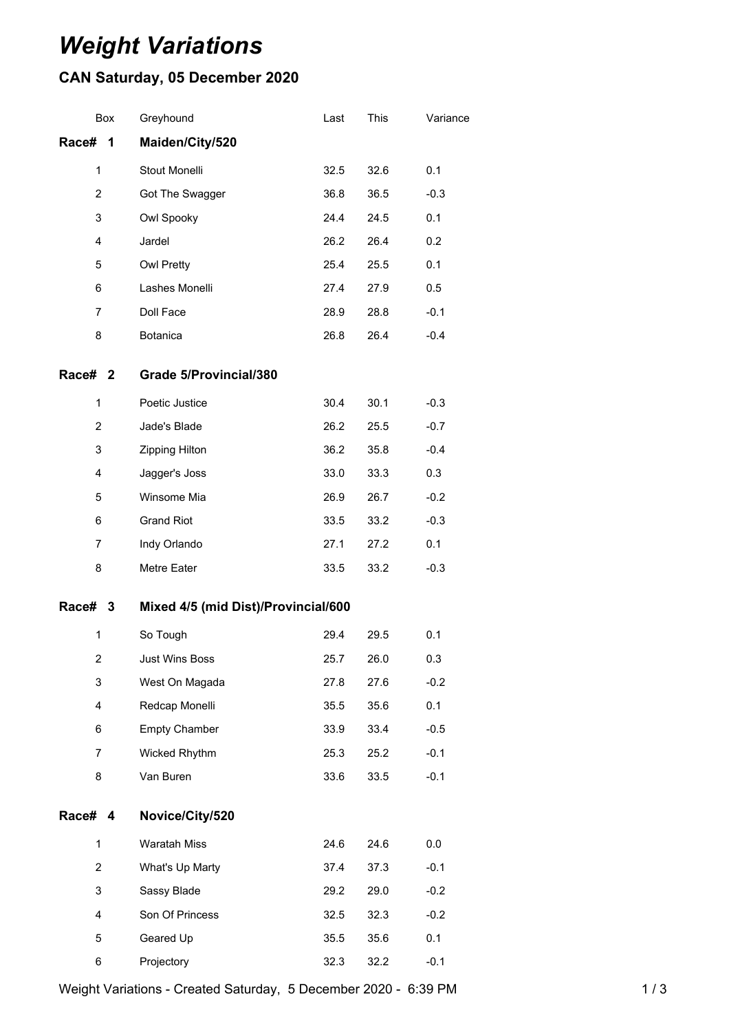# *Weight Variations*

## CAN Saturday, 05 December 2020

| Box | Greyhound | Last | This | Variance |
|---|---|---|---|---|
| **Race# 1** | **Maiden/City/520** | | | |
| 1 | Stout Monelli | 32.5 | 32.6 | 0.1 |
| 2 | Got The Swagger | 36.8 | 36.5 | -0.3 |
| 3 | Owl Spooky | 24.4 | 24.5 | 0.1 |
| 4 | Jardel | 26.2 | 26.4 | 0.2 |
| 5 | Owl Pretty | 25.4 | 25.5 | 0.1 |
| 6 | Lashes Monelli | 27.4 | 27.9 | 0.5 |
| 7 | Doll Face | 28.9 | 28.8 | -0.1 |
| 8 | Botanica | 26.8 | 26.4 | -0.4 |
| **Race# 2** | **Grade 5/Provincial/380** | | | |
| 1 | Poetic Justice | 30.4 | 30.1 | -0.3 |
| 2 | Jade's Blade | 26.2 | 25.5 | -0.7 |
| 3 | Zipping Hilton | 36.2 | 35.8 | -0.4 |
| 4 | Jagger's Joss | 33.0 | 33.3 | 0.3 |
| 5 | Winsome Mia | 26.9 | 26.7 | -0.2 |
| 6 | Grand Riot | 33.5 | 33.2 | -0.3 |
| 7 | Indy Orlando | 27.1 | 27.2 | 0.1 |
| 8 | Metre Eater | 33.5 | 33.2 | -0.3 |
| **Race# 3** | **Mixed 4/5 (mid Dist)/Provincial/600** | | | |
| 1 | So Tough | 29.4 | 29.5 | 0.1 |
| 2 | Just Wins Boss | 25.7 | 26.0 | 0.3 |
| 3 | West On Magada | 27.8 | 27.6 | -0.2 |
| 4 | Redcap Monelli | 35.5 | 35.6 | 0.1 |
| 6 | Empty Chamber | 33.9 | 33.4 | -0.5 |
| 7 | Wicked Rhythm | 25.3 | 25.2 | -0.1 |
| 8 | Van Buren | 33.6 | 33.5 | -0.1 |
| **Race# 4** | **Novice/City/520** | | | |
| 1 | Waratah Miss | 24.6 | 24.6 | 0.0 |
| 2 | What's Up Marty | 37.4 | 37.3 | -0.1 |
| 3 | Sassy Blade | 29.2 | 29.0 | -0.2 |
| 4 | Son Of Princess | 32.5 | 32.3 | -0.2 |
| 5 | Geared Up | 35.5 | 35.6 | 0.1 |
| 6 | Projectory | 32.3 | 32.2 | -0.1 |

Weight Variations - Created Saturday, 5 December 2020 - 6:39 PM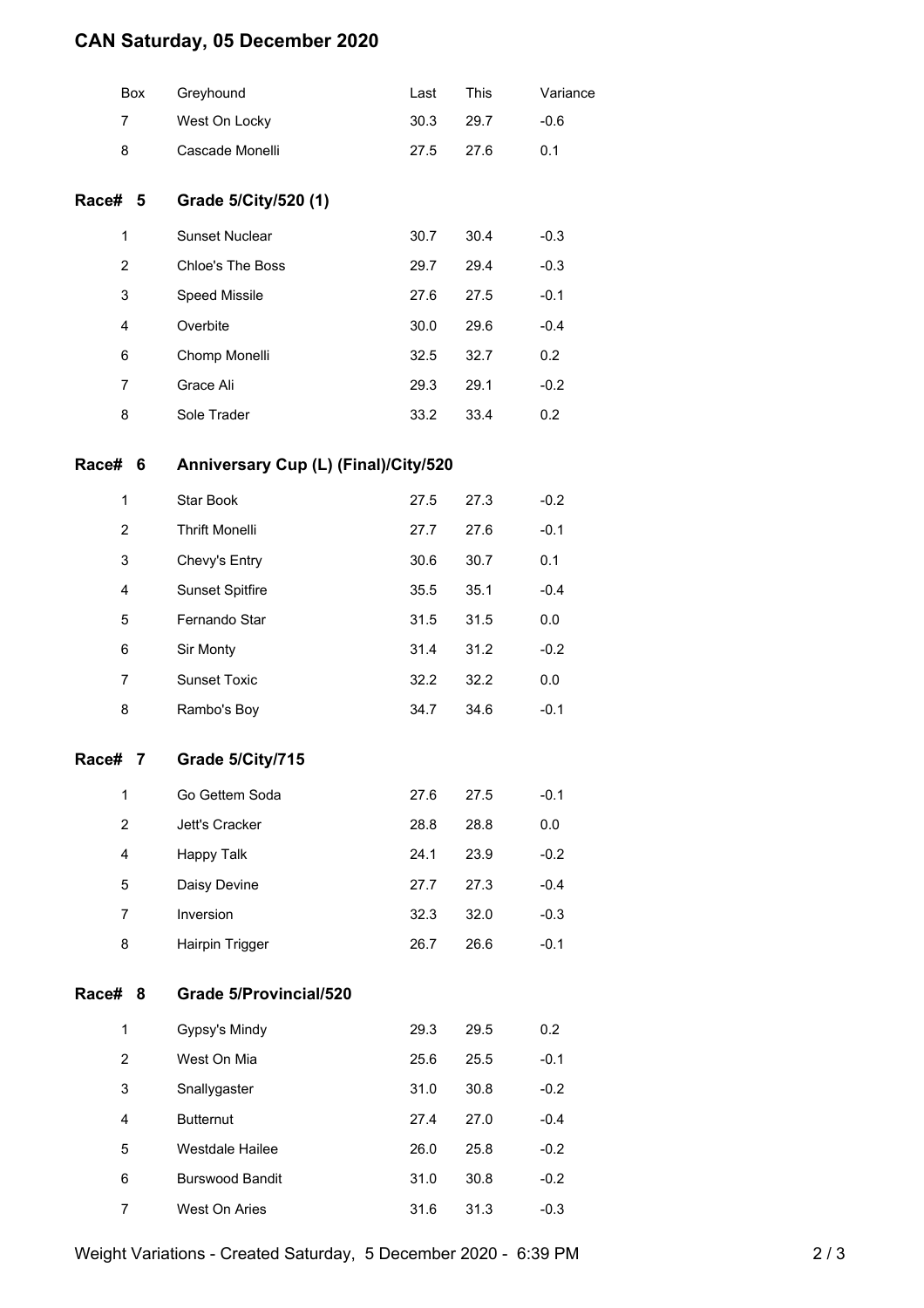## CAN Saturday, 05 December 2020

| Box | Greyhound | Last | This | Variance |
|---|---|---|---|---|
| 7 | West On Locky | 30.3 | 29.7 | -0.6 |
| 8 | Cascade Monelli | 27.5 | 27.6 | 0.1 |

### Race# 5 Grade 5/City/520 (1)

| Box | Greyhound | Last | This | Variance |
|---|---|---|---|---|
| 1 | Sunset Nuclear | 30.7 | 30.4 | -0.3 |
| 2 | Chloe's The Boss | 29.7 | 29.4 | -0.3 |
| 3 | Speed Missile | 27.6 | 27.5 | -0.1 |
| 4 | Overbite | 30.0 | 29.6 | -0.4 |
| 6 | Chomp Monelli | 32.5 | 32.7 | 0.2 |
| 7 | Grace Ali | 29.3 | 29.1 | -0.2 |
| 8 | Sole Trader | 33.2 | 33.4 | 0.2 |

### Race# 6 Anniversary Cup (L) (Final)/City/520

| Box | Greyhound | Last | This | Variance |
|---|---|---|---|---|
| 1 | Star Book | 27.5 | 27.3 | -0.2 |
| 2 | Thrift Monelli | 27.7 | 27.6 | -0.1 |
| 3 | Chevy's Entry | 30.6 | 30.7 | 0.1 |
| 4 | Sunset Spitfire | 35.5 | 35.1 | -0.4 |
| 5 | Fernando Star | 31.5 | 31.5 | 0.0 |
| 6 | Sir Monty | 31.4 | 31.2 | -0.2 |
| 7 | Sunset Toxic | 32.2 | 32.2 | 0.0 |
| 8 | Rambo's Boy | 34.7 | 34.6 | -0.1 |

### Race# 7 Grade 5/City/715

| Box | Greyhound | Last | This | Variance |
|---|---|---|---|---|
| 1 | Go Gettem Soda | 27.6 | 27.5 | -0.1 |
| 2 | Jett's Cracker | 28.8 | 28.8 | 0.0 |
| 4 | Happy Talk | 24.1 | 23.9 | -0.2 |
| 5 | Daisy Devine | 27.7 | 27.3 | -0.4 |
| 7 | Inversion | 32.3 | 32.0 | -0.3 |
| 8 | Hairpin Trigger | 26.7 | 26.6 | -0.1 |

### Race# 8 Grade 5/Provincial/520

| Box | Greyhound | Last | This | Variance |
|---|---|---|---|---|
| 1 | Gypsy's Mindy | 29.3 | 29.5 | 0.2 |
| 2 | West On Mia | 25.6 | 25.5 | -0.1 |
| 3 | Snallygaster | 31.0 | 30.8 | -0.2 |
| 4 | Butternut | 27.4 | 27.0 | -0.4 |
| 5 | Westdale Hailee | 26.0 | 25.8 | -0.2 |
| 6 | Burswood Bandit | 31.0 | 30.8 | -0.2 |
| 7 | West On Aries | 31.6 | 31.3 | -0.3 |

Weight Variations - Created Saturday, 5 December 2020 - 6:39 PM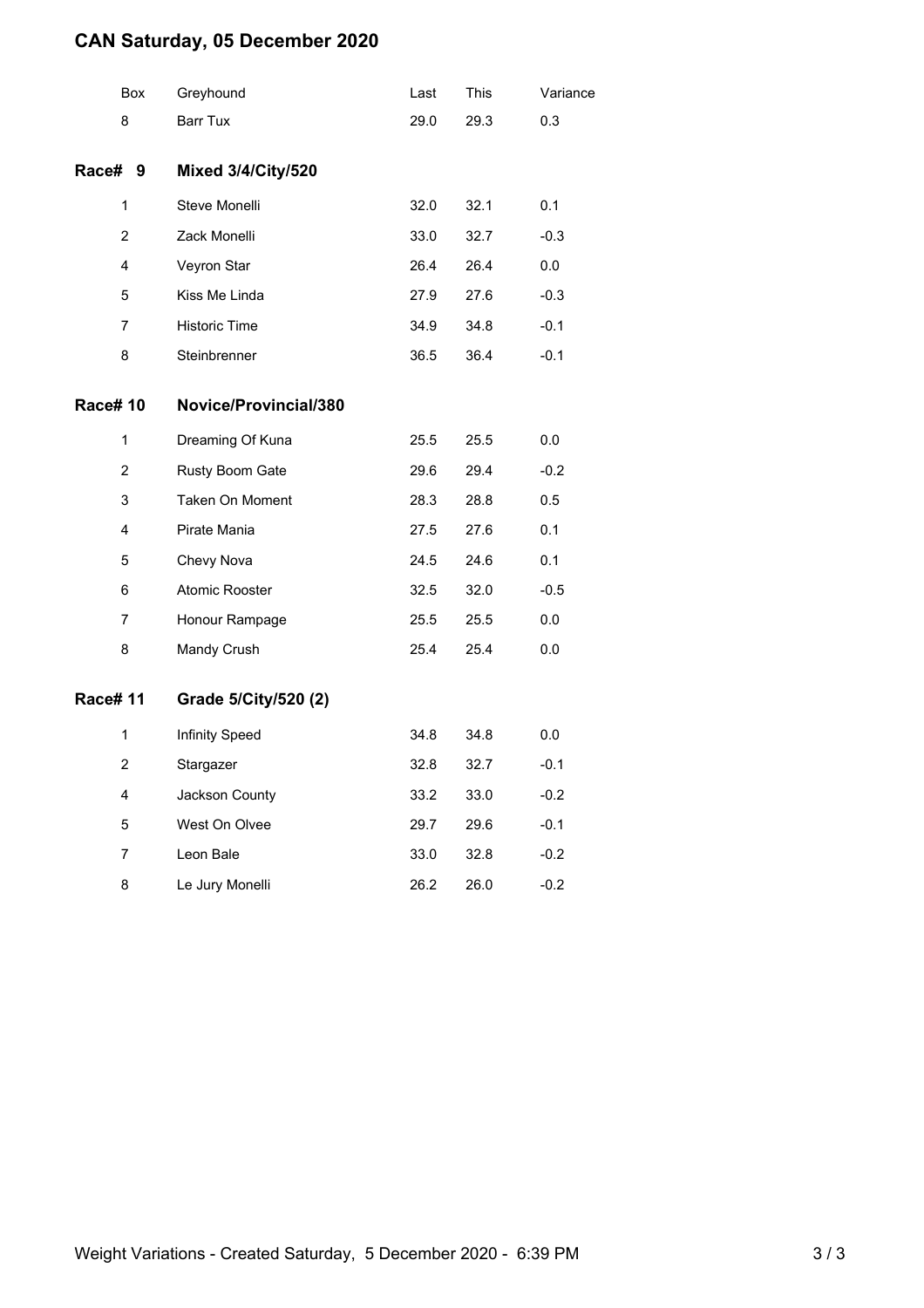# CAN Saturday, 05 December 2020

| Box | Greyhound | Last | This | Variance |
|---|---|---|---|---|
| 8 | Barr Tux | 29.0 | 29.3 | 0.3 |

## Race# 9 Mixed 3/4/City/520

| Box | Greyhound | Last | This | Variance |
|---|---|---|---|---|
| 1 | Steve Monelli | 32.0 | 32.1 | 0.1 |
| 2 | Zack Monelli | 33.0 | 32.7 | -0.3 |
| 4 | Veyron Star | 26.4 | 26.4 | 0.0 |
| 5 | Kiss Me Linda | 27.9 | 27.6 | -0.3 |
| 7 | Historic Time | 34.9 | 34.8 | -0.1 |
| 8 | Steinbrenner | 36.5 | 36.4 | -0.1 |

## Race# 10 Novice/Provincial/380

| Box | Greyhound | Last | This | Variance |
|---|---|---|---|---|
| 1 | Dreaming Of Kuna | 25.5 | 25.5 | 0.0 |
| 2 | Rusty Boom Gate | 29.6 | 29.4 | -0.2 |
| 3 | Taken On Moment | 28.3 | 28.8 | 0.5 |
| 4 | Pirate Mania | 27.5 | 27.6 | 0.1 |
| 5 | Chevy Nova | 24.5 | 24.6 | 0.1 |
| 6 | Atomic Rooster | 32.5 | 32.0 | -0.5 |
| 7 | Honour Rampage | 25.5 | 25.5 | 0.0 |
| 8 | Mandy Crush | 25.4 | 25.4 | 0.0 |

## Race# 11 Grade 5/City/520 (2)

| Box | Greyhound | Last | This | Variance |
|---|---|---|---|---|
| 1 | Infinity Speed | 34.8 | 34.8 | 0.0 |
| 2 | Stargazer | 32.8 | 32.7 | -0.1 |
| 4 | Jackson County | 33.2 | 33.0 | -0.2 |
| 5 | West On Olvee | 29.7 | 29.6 | -0.1 |
| 7 | Leon Bale | 33.0 | 32.8 | -0.2 |
| 8 | Le Jury Monelli | 26.2 | 26.0 | -0.2 |

Weight Variations - Created Saturday, 5 December 2020 - 6:39 PM